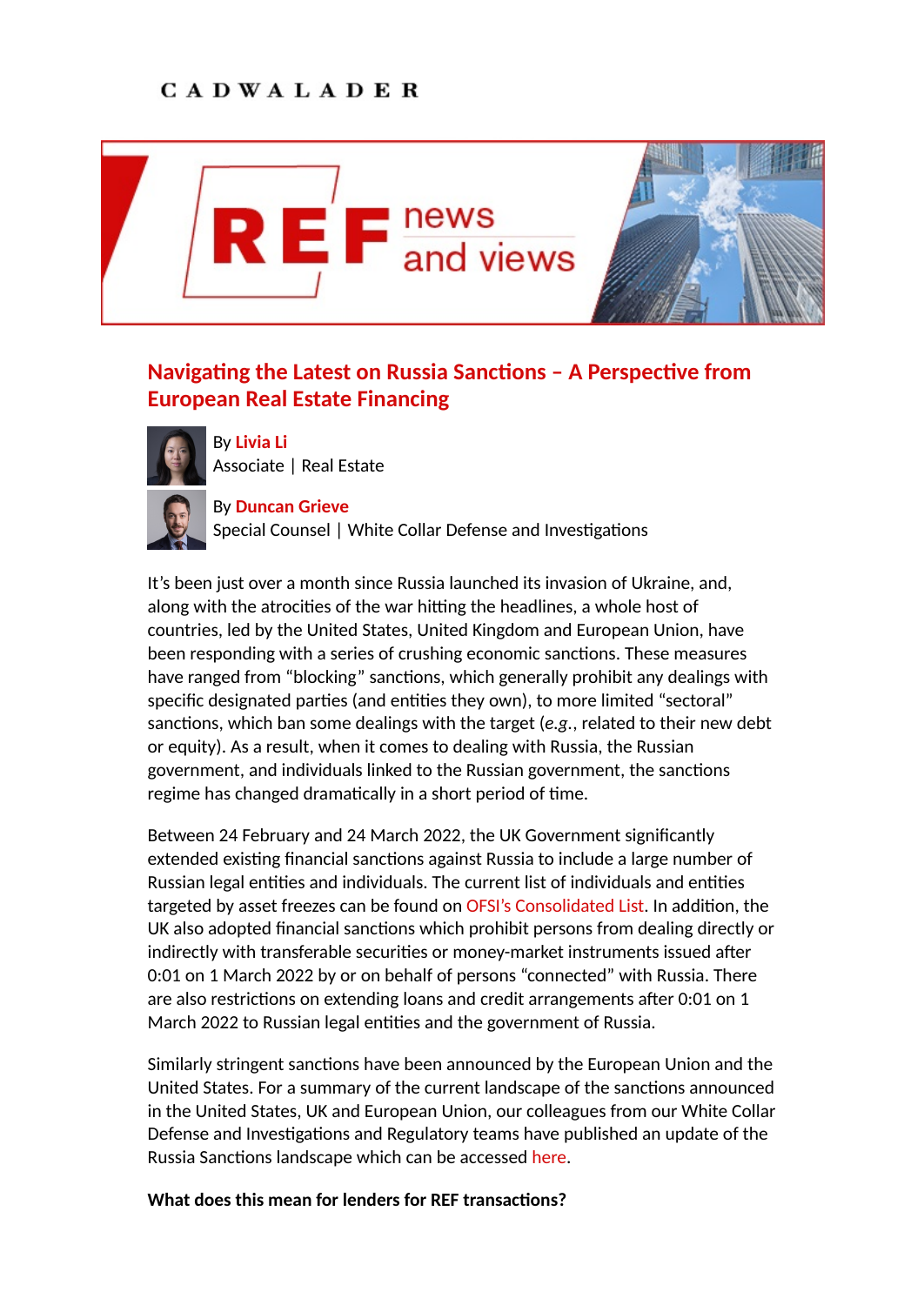CADWALADER

REF news and views

# Navigating the Latest on Russia Sanctions – A Perspective from European Real Estate Financing

By **Livia Li**
Associate | Real Estate

By **Duncan Grieve**
Special Counsel | White Collar Defense and Investigations

It's been just over a month since Russia launched its invasion of Ukraine, and, along with the atrocities of the war hitting the headlines, a whole host of countries, led by the United States, United Kingdom and European Union, have been responding with a series of crushing economic sanctions. These measures have ranged from "blocking" sanctions, which generally prohibit any dealings with specific designated parties (and entities they own), to more limited "sectoral" sanctions, which ban some dealings with the target (*e.g.*, related to their new debt or equity). As a result, when it comes to dealing with Russia, the Russian government, and individuals linked to the Russian government, the sanctions regime has changed dramatically in a short period of time.

Between 24 February and 24 March 2022, the UK Government significantly extended existing financial sanctions against Russia to include a large number of Russian legal entities and individuals. The current list of individuals and entities targeted by asset freezes can be found on OFSI's Consolidated List. In addition, the UK also adopted financial sanctions which prohibit persons from dealing directly or indirectly with transferable securities or money-market instruments issued after 0:01 on 1 March 2022 by or on behalf of persons "connected" with Russia. There are also restrictions on extending loans and credit arrangements after 0:01 on 1 March 2022 to Russian legal entities and the government of Russia.

Similarly stringent sanctions have been announced by the European Union and the United States. For a summary of the current landscape of the sanctions announced in the United States, UK and European Union, our colleagues from our White Collar Defense and Investigations and Regulatory teams have published an update of the Russia Sanctions landscape which can be accessed here.

**What does this mean for lenders for REF transactions?**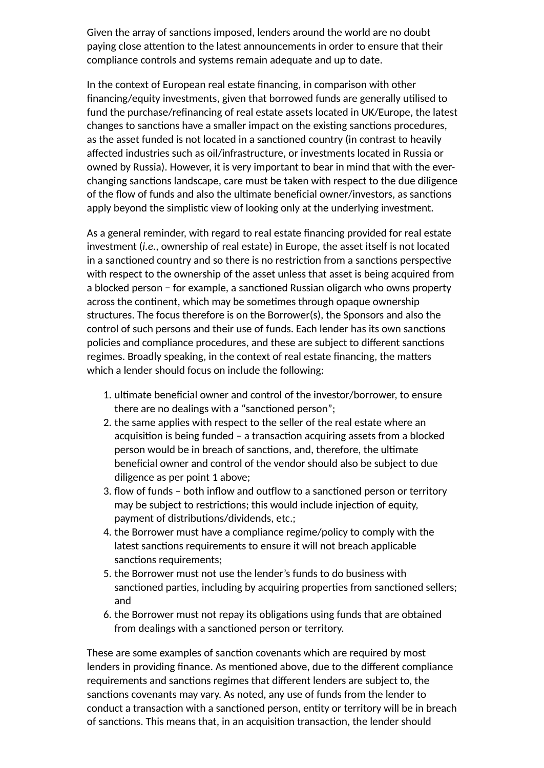Given the array of sanctions imposed, lenders around the world are no doubt paying close attention to the latest announcements in order to ensure that their compliance controls and systems remain adequate and up to date.

In the context of European real estate financing, in comparison with other financing/equity investments, given that borrowed funds are generally utilised to fund the purchase/refinancing of real estate assets located in UK/Europe, the latest changes to sanctions have a smaller impact on the existing sanctions procedures, as the asset funded is not located in a sanctioned country (in contrast to heavily affected industries such as oil/infrastructure, or investments located in Russia or owned by Russia). However, it is very important to bear in mind that with the ever-changing sanctions landscape, care must be taken with respect to the due diligence of the flow of funds and also the ultimate beneficial owner/investors, as sanctions apply beyond the simplistic view of looking only at the underlying investment.

As a general reminder, with regard to real estate financing provided for real estate investment (*i.e.*, ownership of real estate) in Europe, the asset itself is not located in a sanctioned country and so there is no restriction from a sanctions perspective with respect to the ownership of the asset unless that asset is being acquired from a blocked person − for example, a sanctioned Russian oligarch who owns property across the continent, which may be sometimes through opaque ownership structures. The focus therefore is on the Borrower(s), the Sponsors and also the control of such persons and their use of funds. Each lender has its own sanctions policies and compliance procedures, and these are subject to different sanctions regimes. Broadly speaking, in the context of real estate financing, the matters which a lender should focus on include the following:

1. ultimate beneficial owner and control of the investor/borrower, to ensure there are no dealings with a “sanctioned person”;
2. the same applies with respect to the seller of the real estate where an acquisition is being funded – a transaction acquiring assets from a blocked person would be in breach of sanctions, and, therefore, the ultimate beneficial owner and control of the vendor should also be subject to due diligence as per point 1 above;
3. flow of funds – both inflow and outflow to a sanctioned person or territory may be subject to restrictions; this would include injection of equity, payment of distributions/dividends, etc.;
4. the Borrower must have a compliance regime/policy to comply with the latest sanctions requirements to ensure it will not breach applicable sanctions requirements;
5. the Borrower must not use the lender’s funds to do business with sanctioned parties, including by acquiring properties from sanctioned sellers; and
6. the Borrower must not repay its obligations using funds that are obtained from dealings with a sanctioned person or territory.

These are some examples of sanction covenants which are required by most lenders in providing finance. As mentioned above, due to the different compliance requirements and sanctions regimes that different lenders are subject to, the sanctions covenants may vary. As noted, any use of funds from the lender to conduct a transaction with a sanctioned person, entity or territory will be in breach of sanctions. This means that, in an acquisition transaction, the lender should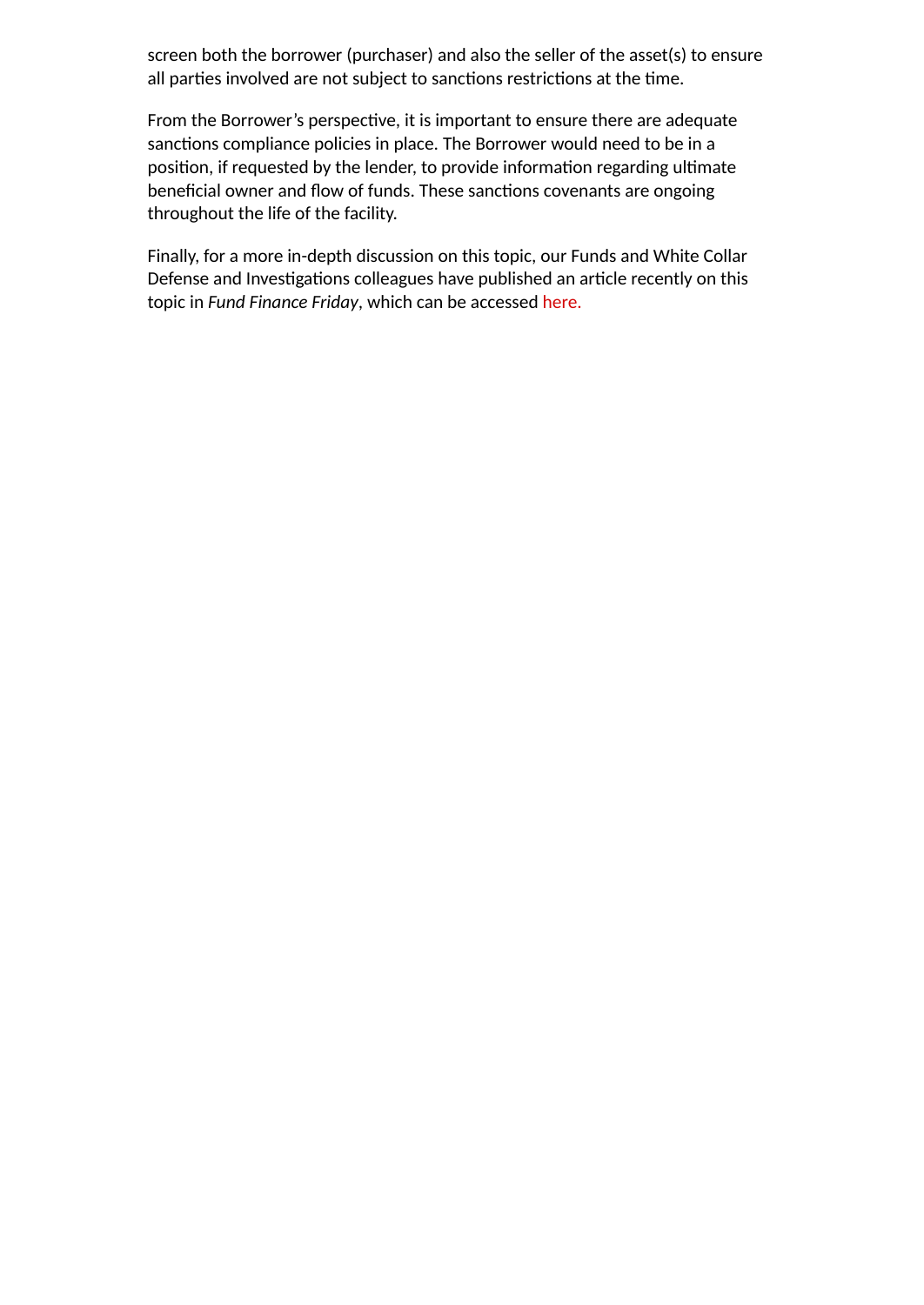screen both the borrower (purchaser) and also the seller of the asset(s) to ensure all parties involved are not subject to sanctions restrictions at the time.

From the Borrower's perspective, it is important to ensure there are adequate sanctions compliance policies in place. The Borrower would need to be in a position, if requested by the lender, to provide information regarding ultimate beneficial owner and flow of funds. These sanctions covenants are ongoing throughout the life of the facility.

Finally, for a more in-depth discussion on this topic, our Funds and White Collar Defense and Investigations colleagues have published an article recently on this topic in *Fund Finance Friday*, which can be accessed here.